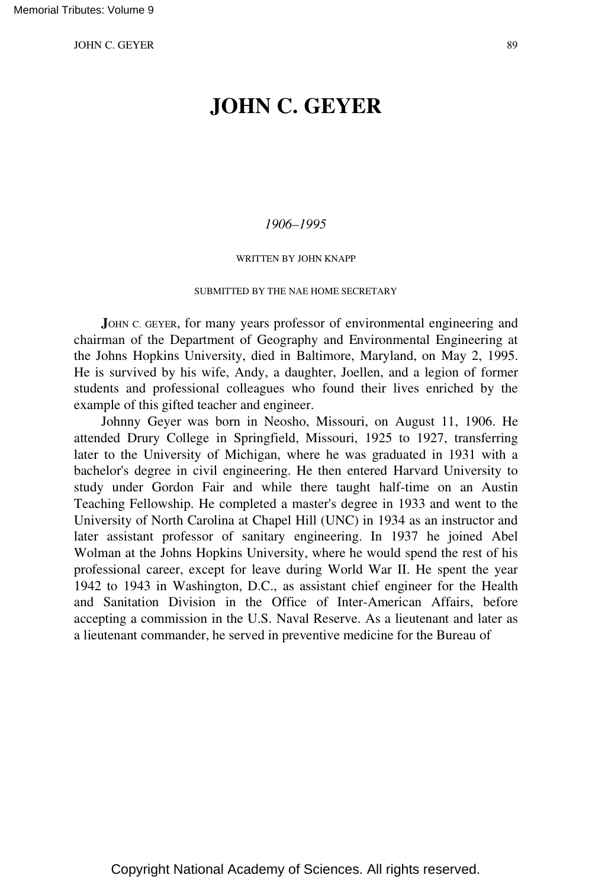# JOHN C. GEYER

*1906–1995*

WRITTEN BY JOHN KNAPP

SUBMITTED BY THE NAE HOME SECRETARY

**J**OHN C. GEYER, for many years professor of environmental engineering and chairman of the Department of Geography and Environmental Engineering at the Johns Hopkins University, died in Baltimore, Maryland, on May 2, 1995. He is survived by his wife, Andy, a daughter, Joellen, and a legion of former students and professional colleagues who found their lives enriched by the example of this gifted teacher and engineer.

Johnny Geyer was born in Neosho, Missouri, on August 11, 1906. He attended Drury College in Springfield, Missouri, 1925 to 1927, transferring later to the University of Michigan, where he was graduated in 1931 with a bachelor's degree in civil engineering. He then entered Harvard University to study under Gordon Fair and while there taught half-time on an Austin Teaching Fellowship. He completed a master's degree in 1933 and went to the University of North Carolina at Chapel Hill (UNC) in 1934 as an instructor and later assistant professor of sanitary engineering. In 1937 he joined Abel Wolman at the Johns Hopkins University, where he would spend the rest of his professional career, except for leave during World War II. He spent the year 1942 to 1943 in Washington, D.C., as assistant chief engineer for the Health and Sanitation Division in the Office of Inter-American Affairs, before accepting a commission in the U.S. Naval Reserve. As a lieutenant and later as a lieutenant commander, he served in preventive medicine for the Bureau of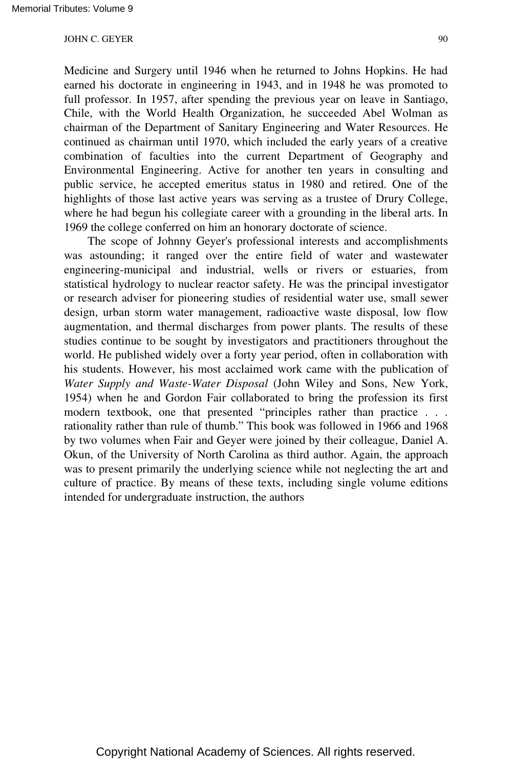Medicine and Surgery until 1946 when he returned to Johns Hopkins. He had earned his doctorate in engineering in 1943, and in 1948 he was promoted to full professor. In 1957, after spending the previous year on leave in Santiago, Chile, with the World Health Organization, he succeeded Abel Wolman as chairman of the Department of Sanitary Engineering and Water Resources. He continued as chairman until 1970, which included the early years of a creative combination of faculties into the current Department of Geography and Environmental Engineering. Active for another ten years in consulting and public service, he accepted emeritus status in 1980 and retired. One of the highlights of those last active years was serving as a trustee of Drury College, where he had begun his collegiate career with a grounding in the liberal arts. In 1969 the college conferred on him an honorary doctorate of science.

The scope of Johnny Geyer's professional interests and accomplishments was astounding; it ranged over the entire field of water and wastewater engineering-municipal and industrial, wells or rivers or estuaries, from statistical hydrology to nuclear reactor safety. He was the principal investigator or research adviser for pioneering studies of residential water use, small sewer design, urban storm water management, radioactive waste disposal, low flow augmentation, and thermal discharges from power plants. The results of these studies continue to be sought by investigators and practitioners throughout the world. He published widely over a forty year period, often in collaboration with his students. However, his most acclaimed work came with the publication of *Water Supply and Waste-Water Disposal* (John Wiley and Sons, New York, 1954) when he and Gordon Fair collaborated to bring the profession its first modern textbook, one that presented "principles rather than practice . . . rationality rather than rule of thumb." This book was followed in 1966 and 1968 by two volumes when Fair and Geyer were joined by their colleague, Daniel A. Okun, of the University of North Carolina as third author. Again, the approach was to present primarily the underlying science while not neglecting the art and culture of practice. By means of these texts, including single volume editions intended for undergraduate instruction, the authors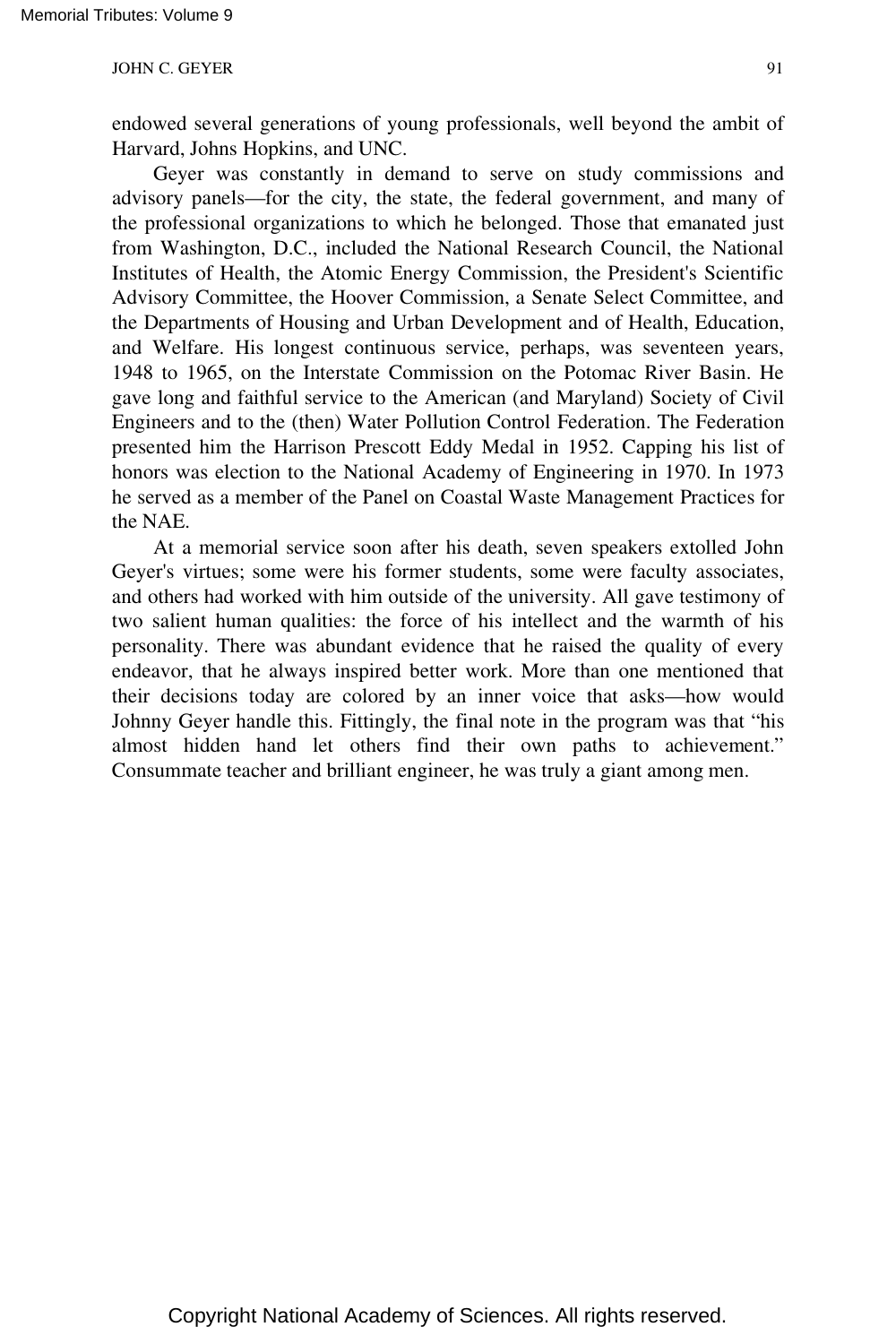endowed several generations of young professionals, well beyond the ambit of Harvard, Johns Hopkins, and UNC.

Geyer was constantly in demand to serve on study commissions and advisory panels—for the city, the state, the federal government, and many of the professional organizations to which he belonged. Those that emanated just from Washington, D.C., included the National Research Council, the National Institutes of Health, the Atomic Energy Commission, the President's Scientific Advisory Committee, the Hoover Commission, a Senate Select Committee, and the Departments of Housing and Urban Development and of Health, Education, and Welfare. His longest continuous service, perhaps, was seventeen years, 1948 to 1965, on the Interstate Commission on the Potomac River Basin. He gave long and faithful service to the American (and Maryland) Society of Civil Engineers and to the (then) Water Pollution Control Federation. The Federation presented him the Harrison Prescott Eddy Medal in 1952. Capping his list of honors was election to the National Academy of Engineering in 1970. In 1973 he served as a member of the Panel on Coastal Waste Management Practices for the NAE.

At a memorial service soon after his death, seven speakers extolled John Geyer's virtues; some were his former students, some were faculty associates, and others had worked with him outside of the university. All gave testimony of two salient human qualities: the force of his intellect and the warmth of his personality. There was abundant evidence that he raised the quality of every endeavor, that he always inspired better work. More than one mentioned that their decisions today are colored by an inner voice that asks—how would Johnny Geyer handle this. Fittingly, the final note in the program was that "his almost hidden hand let others find their own paths to achievement." Consummate teacher and brilliant engineer, he was truly a giant among men.